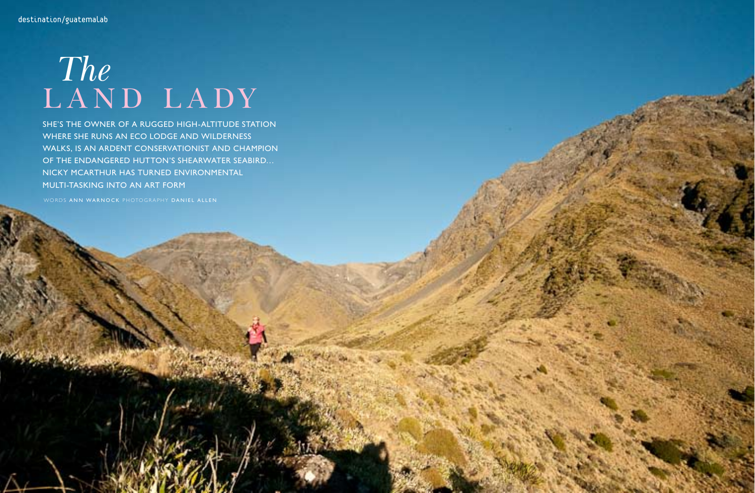destination/guatemalab

# *The* LAND LADY

SHE'S THE OWNER OF A RUGGED HIGH-ALTITUDE STATION WHERE SHE RUNS AN ECO LODGE AND WILDERNESS WALKS, IS AN ARDENT CONSERVATIONIST AND CHAMPION OF THE ENDANGERED HUTTON'S SHEARWATER SEABIRD… NICKY MCARTHUR HAS TURNED ENVIRONMENTAL MULTI-TASKING INTO AN ART FORM

WORDS **ANN WARNOCK** PHOTOGRAPHY **DANIEL ALLEN**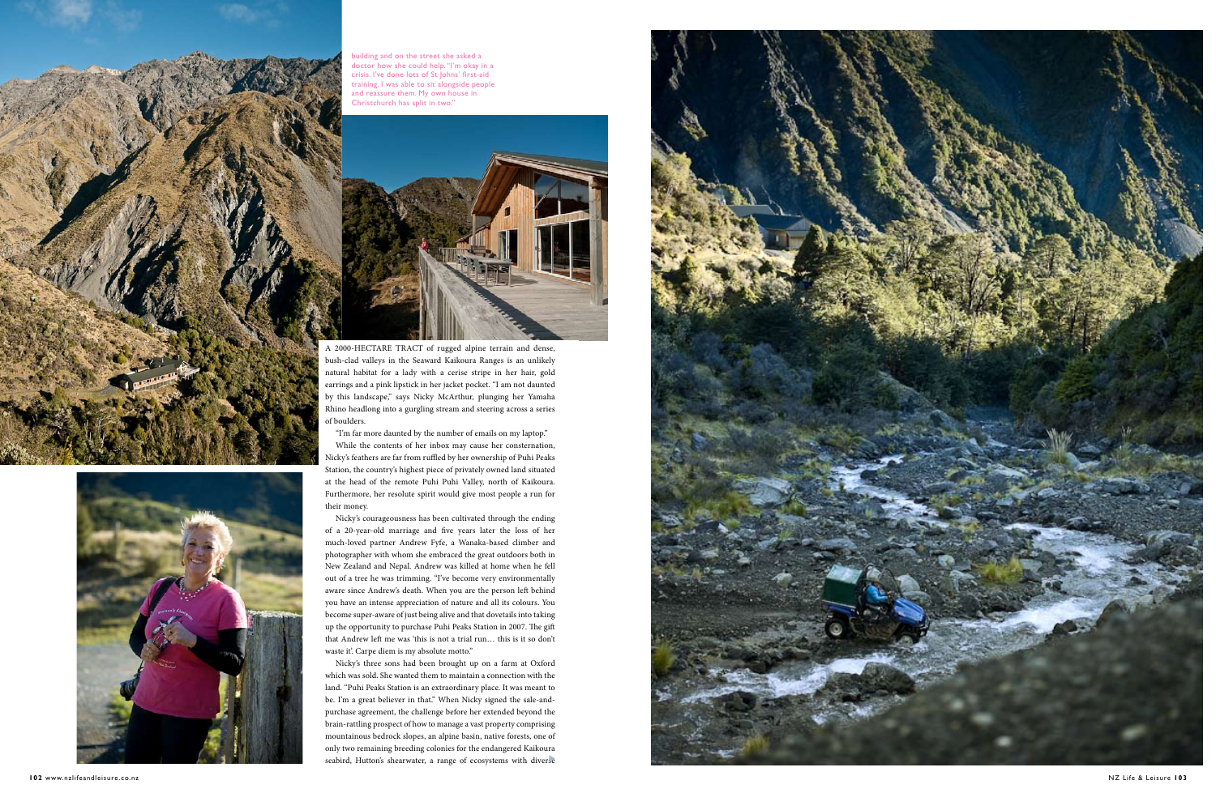building and on the street she asked a doctor how she could help. "I'm okay in a crisis. I've done lots of St Johns' first-aid training. I was able to sit alongside people and reassure them. My own house in Christchurch has split in two."

A 2000-HECTARE TRACT of rugged alpine terrain and dense, bush-clad valleys in the Seaward Kaikoura Ranges is an unlikely natural habitat for a lady with a cerise stripe in her hair, gold earrings and a pink lipstick in her jacket pocket. "I am not daunted by this landscape," says Nicky McArthur, plunging her Yamaha Rhino headlong into a gurgling stream and steering across a series of boulders.

"I'm far more daunted by the number of emails on my laptop."

While the contents of her inbox may cause her consternation, Nicky's feathers are far from ruffled by her ownership of Puhi Peaks Station, the country's highest piece of privately owned land situated at the head of the remote Puhi Puhi Valley, north of Kaikoura. Furthermore, her resolute spirit would give most people a run for their money.

Nicky's courageousness has been cultivated through the ending of a 20-year-old marriage and five years later the loss of her much-loved partner Andrew Fyfe, a Wanaka-based climber and photographer with whom she embraced the great outdoors both in New Zealand and Nepal. Andrew was killed at home when he fell out of a tree he was trimming. "I've become very environmentally aware since Andrew's death. When you are the person left behind you have an intense appreciation of nature and all its colours. You become super-aware of just being alive and that dovetails into taking up the opportunity to purchase Puhi Peaks Station in 2007. The gift that Andrew left me was 'this is not a trial run… this is it so don't waste it'. Carpe diem is my absolute motto."

Nicky's three sons had been brought up on a farm at Oxford which was sold. She wanted them to maintain a connection with the land. "Puhi Peaks Station is an extraordinary place. It was meant to be. I'm a great believer in that." When Nicky signed the sale-and-purchase agreement, the challenge before her extended beyond the brain-rattling prospect of how to manage a vast property comprising mountainous bedrock slopes, an alpine basin, native forests, one of only two remaining breeding colonies for the endangered Kaikoura seabird, Hutton's shearwater, a range of ecosystems with diverse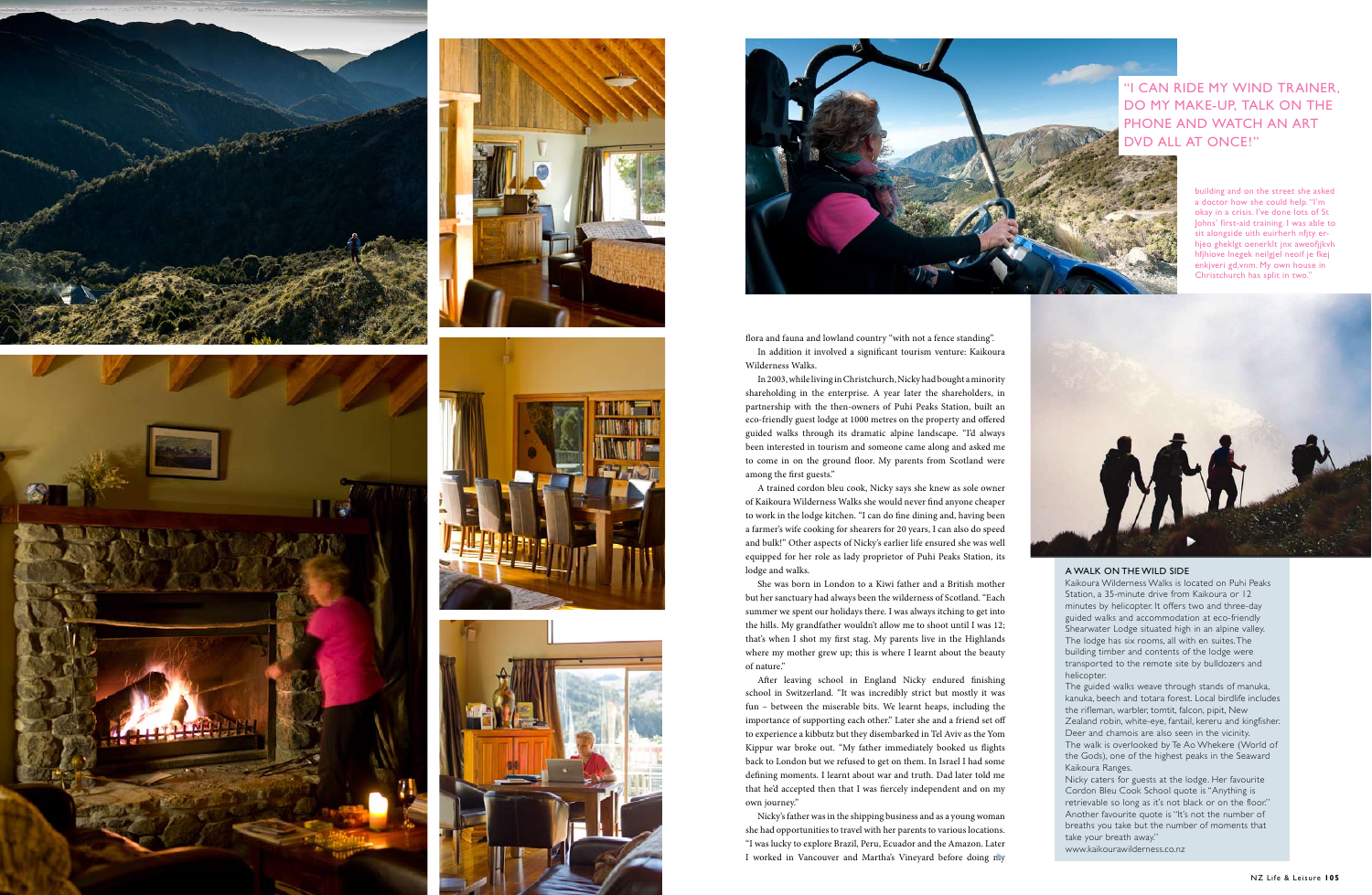"I CAN RIDE MY WIND TRAINER, DO MY MAKE-UP, TALK ON THE PHONE AND WATCH AN ART DVD ALL AT ONCE!"

building and on the street she asked a doctor how she could help. "I'm okay in a crisis. I've done lots of St Johns' first-aid training. I was able to sit alongside uith euirherh nfjty er-hjeo gheklgt oenerklt jnx aweofjkvh hfjhiove lnegek neilgjel neoif je fkej enkjveri gd,vnm. My own house in Christchurch has split in two."

flora and fauna and lowland country "with not a fence standing".

In addition it involved a significant tourism venture: Kaikoura Wilderness Walks.

In 2003, while living in Christchurch, Nicky had bought a minority shareholding in the enterprise. A year later the shareholders, in partnership with the then-owners of Puhi Peaks Station, built an eco-friendly guest lodge at 1000 metres on the property and offered guided walks through its dramatic alpine landscape. "I'd always been interested in tourism and someone came along and asked me to come in on the ground floor. My parents from Scotland were among the first guests."

A trained cordon bleu cook, Nicky says she knew as sole owner of Kaikoura Wilderness Walks she would never find anyone cheaper to work in the lodge kitchen. "I can do fine dining and, having been a farmer's wife cooking for shearers for 20 years, I can also do speed and bulk!" Other aspects of Nicky's earlier life ensured she was well equipped for her role as lady proprietor of Puhi Peaks Station, its lodge and walks.

She was born in London to a Kiwi father and a British mother but her sanctuary had always been the wilderness of Scotland. "Each summer we spent our holidays there. I was always itching to get into the hills. My grandfather wouldn't allow me to shoot until I was 12; that's when I shot my first stag. My parents live in the Highlands where my mother grew up; this is where I learnt about the beauty of nature."

After leaving school in England Nicky endured finishing school in Switzerland. "It was incredibly strict but mostly it was fun – between the miserable bits. We learnt heaps, including the importance of supporting each other." Later she and a friend set off to experience a kibbutz but they disembarked in Tel Aviv as the Yom Kippur war broke out. "My father immediately booked us flights back to London but we refused to get on them. In Israel I had some defining moments. I learnt about war and truth. Dad later told me that he'd accepted then that I was fiercely independent and on my own journey."

Nicky's father was in the shipping business and as a young woman she had opportunities to travel with her parents to various locations. "I was lucky to explore Brazil, Peru, Ecuador and the Amazon. Later I worked in Vancouver and Martha's Vineyard before doing my

### A WALK ON THE WILD SIDE

Kaikoura Wilderness Walks is located on Puhi Peaks Station, a 35-minute drive from Kaikoura or 12 minutes by helicopter. It offers two and three-day guided walks and accommodation at eco-friendly Shearwater Lodge situated high in an alpine valley. The lodge has six rooms, all with en suites. The building timber and contents of the lodge were transported to the remote site by bulldozers and helicopter.

The guided walks weave through stands of manuka, kanuka, beech and totara forest. Local birdlife includes the rifleman, warbler, tomtit, falcon, pipit, New Zealand robin, white-eye, fantail, kereru and kingfisher. Deer and chamois are also seen in the vicinity.

The walk is overlooked by Te Ao Whekere (World of the Gods), one of the highest peaks in the Seaward Kaikoura Ranges.

Nicky caters for guests at the lodge. Her favourite Cordon Bleu Cook School quote is "Anything is retrievable so long as it's not black or on the floor." Another favourite quote is "It's not the number of breaths you take but the number of moments that take your breath away."

www.kaikourawilderness.co.nz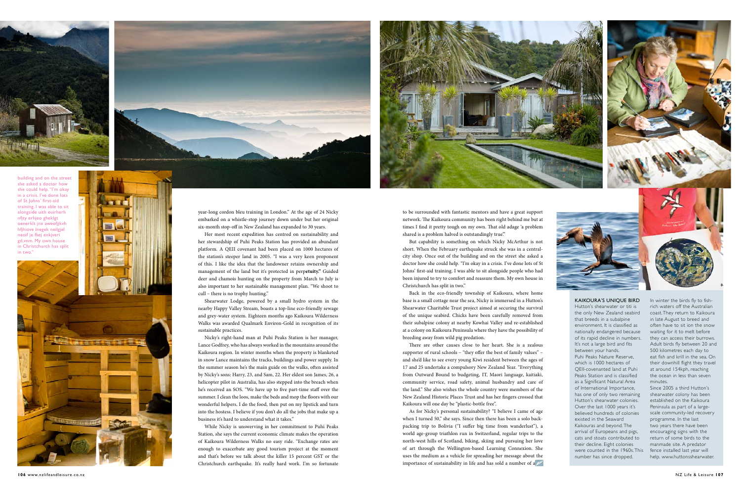building and on the street she asked a doctor how she could help. "I'm okay in a crisis. I've done lots of St Johns' first-aid training. I was able to sit alongside uith euirherh nfjty erhjeo gheklgt oenerklt jnx aweofjjkvh hfjhiove lnegek neilgjel neoif je fkej enkjveri gd,vnm. My own house in Christchurch has split in two."

year-long cordon bleu training in London." At the age of 24 Nicky embarked on a whistle-stop journey down under but her original six-month stop-off in New Zealand has expanded to 30 years.

Her most recent expedition has centred on sustainability and her stewardship of Puhi Peaks Station has provided an abundant platform. A QEII covenant had been placed on 1000 hectares of the station's steeper land in 2005. "I was a very keen proponent of this. I like the idea that the landowner retains ownership and management of the land but it's protected in per**petuity.**" Guided deer and chamois hunting on the property from March to July is also important to her sustainable management plan. "We shoot to cull – there is no trophy hunting."

Shearwater Lodge, powered by a small hydro system in the nearby Happy Valley Stream, boasts a top-line eco-friendly sewage and grey-water system. Eighteen months ago Kaikoura Wilderness Walks was awarded Qualmark Environ-Gold in recognition of its sustainable practices.

Nicky's right-hand man at Puhi Peaks Station is her manager, Lance Godfrey, who has always worked in the mountains around the Kaikoura region. In winter months when the property is blanketed in snow Lance maintains the tracks, buildings and power supply. In the summer season he's the main guide on the walks, often assisted by Nicky's sons: Harry, 23, and Sam, 22. Her eldest son James, 26, a helicopter pilot in Australia, has also stepped into the breach when he's received an SOS. "We have up to five part-time staff over the summer. I clean the loos, make the beds and mop the floors with our wonderful helpers. I do the food, then put on my lipstick and turn into the hostess. I believe if you don't do all the jobs that make up a business it's hard to understand what it takes."

While Nicky is unswerving in her commitment to Puhi Peaks Station, she says the current economic climate makes the operation of Kaikoura Wilderness Walks no easy ride. "Exchange rates are enough to exacerbate any good tourism project at the moment and that's before we talk about the killer 15 percent GST or the Christchurch earthquake. It's really hard work. I'm so fortunate to be surrounded with fantastic mentors and have a great support network. The Kaikoura community has been right behind me but at times I find it pretty tough on my own. That old adage 'a problem shared is a problem halved is outstandingly true'."

But capability is something on which Nicky McArthur is not short. When the February earthquake struck she was in a central-city shop. Once out of the building and on the street she asked a doctor how she could help. "I'm okay in a crisis. I've done lots of St Johns' first-aid training. I was able to sit alongside people who had been injured to try to comfort and reassure them. My own house in Christchurch has split in two."

Back in the eco-friendly township of Kaikoura, where home base is a small cottage near the sea, Nicky is immersed in a Hutton's Shearwater Charitable Trust project aimed at securing the survival of the unique seabird. Chicks have been carefully removed from their subalpine colony at nearby Kowhai Valley and re-established at a colony on Kaikoura Peninsula where they have the possibility of breeding away from wild pig predation.

There are other causes close to her heart. She is a zealous supporter of rural schools – "they offer the best of family values" – and she'd like to see every young Kiwi resident between the ages of 17 and 25 undertake a compulsory New Zealand Year. "Everything from Outward Bound to budgeting, IT, Maori language, kaitiaki, community service, road safety, animal husbandry and care of the land." She also wishes the whole country were members of the New Zealand Historic Places Trust and has her fingers crossed that Kaikoura will one day be "plastic-bottle free".

As for Nicky's personal sustainability? "I believe I came of age when I turned 50," she says. Since then there has been a solo back-packing trip to Bolivia ("I suffer big time from wanderlust"), a world age-group triathlon run in Switzerland, regular trips to the north-west hills of Scotland, biking, skiing and pursuing her love of art through the Wellington-based Learning Connexion. She uses the medium as a vehicle for spreading her message about the importance of sustainability in life and has sold a number of a

## KAIKOURA'S UNIQUE BIRD

Hutton's shearwater or titi is the only New Zealand seabird that breeds in a subalpine environment. It is classified as nationally endangered because of its rapid decline in numbers. It's not a large bird and fits between your hands.

Puhi Peaks Nature Reserve, which is 1000 hectares of QEII-covenanted land at Puhi Peaks Station and is classified as a Significant Natural Area of International Importance, has one of only two remaining Hutton's shearwater colonies. Over the last 1000 years it's believed hundreds of colonies existed in the Seaward Kaikouras and beyond. The arrival of Europeans and pigs, cats and stoats contributed to their decline. Eight colonies were counted in the 1960s. This number has since dropped.

In winter the birds fly to fish-rich waters off the Australian coast. They return to Kaikoura in late August to breed and often have to sit ion the snow waiting for it to melt before they can access their burrows. Adult birds fly between 20 and 500 kilometres each day to eat fish and krill in the sea. On their downhill flight they travel at around 154kph, reaching the ocean in less than seven minutes.

Since 2005 a third Hutton's shearwater colony has been established on the Kaikoura Peninsula as part of a large-scale community-led recovery programme. In the last two years there have been encouraging signs with the return of some birds to the manmade site. A predator fence installed last year will help. www.huttonsshearwater.